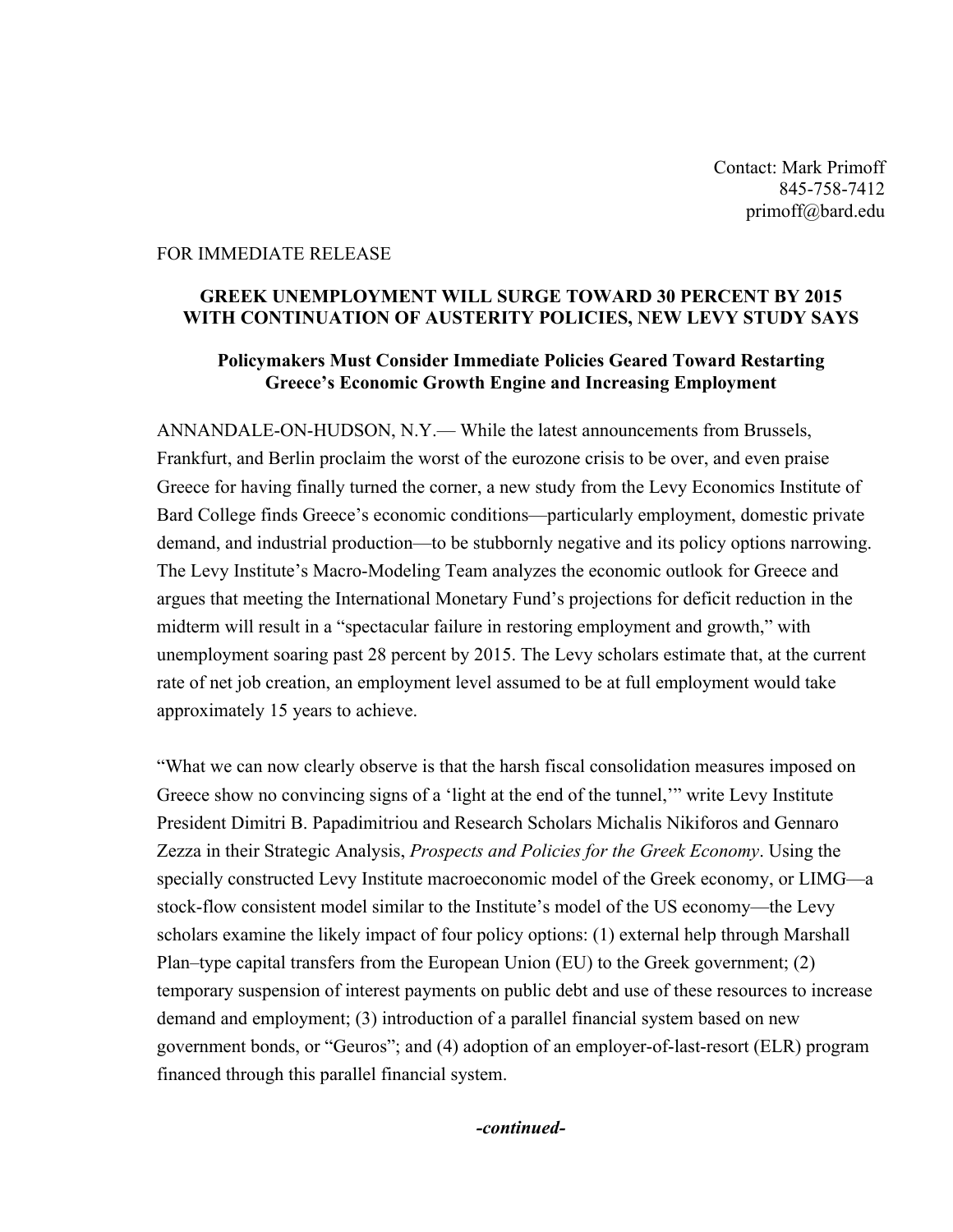Contact: Mark Primoff
845-758-7412
primoff@bard.edu

FOR IMMEDIATE RELEASE

# GREEK UNEMPLOYMENT WILL SURGE TOWARD 30 PERCENT BY 2015 WITH CONTINUATION OF AUSTERITY POLICIES, NEW LEVY STUDY SAYS

## Policymakers Must Consider Immediate Policies Geared Toward Restarting Greece's Economic Growth Engine and Increasing Employment

ANNANDALE-ON-HUDSON, N.Y.— While the latest announcements from Brussels, Frankfurt, and Berlin proclaim the worst of the eurozone crisis to be over, and even praise Greece for having finally turned the corner, a new study from the Levy Economics Institute of Bard College finds Greece's economic conditions—particularly employment, domestic private demand, and industrial production—to be stubbornly negative and its policy options narrowing. The Levy Institute's Macro-Modeling Team analyzes the economic outlook for Greece and argues that meeting the International Monetary Fund's projections for deficit reduction in the midterm will result in a "spectacular failure in restoring employment and growth," with unemployment soaring past 28 percent by 2015. The Levy scholars estimate that, at the current rate of net job creation, an employment level assumed to be at full employment would take approximately 15 years to achieve.

"What we can now clearly observe is that the harsh fiscal consolidation measures imposed on Greece show no convincing signs of a 'light at the end of the tunnel,'" write Levy Institute President Dimitri B. Papadimitriou and Research Scholars Michalis Nikiforos and Gennaro Zezza in their Strategic Analysis, *Prospects and Policies for the Greek Economy*. Using the specially constructed Levy Institute macroeconomic model of the Greek economy, or LIMG—a stock-flow consistent model similar to the Institute's model of the US economy—the Levy scholars examine the likely impact of four policy options: (1) external help through Marshall Plan–type capital transfers from the European Union (EU) to the Greek government; (2) temporary suspension of interest payments on public debt and use of these resources to increase demand and employment; (3) introduction of a parallel financial system based on new government bonds, or "Geuros"; and (4) adoption of an employer-of-last-resort (ELR) program financed through this parallel financial system.

***-continued-***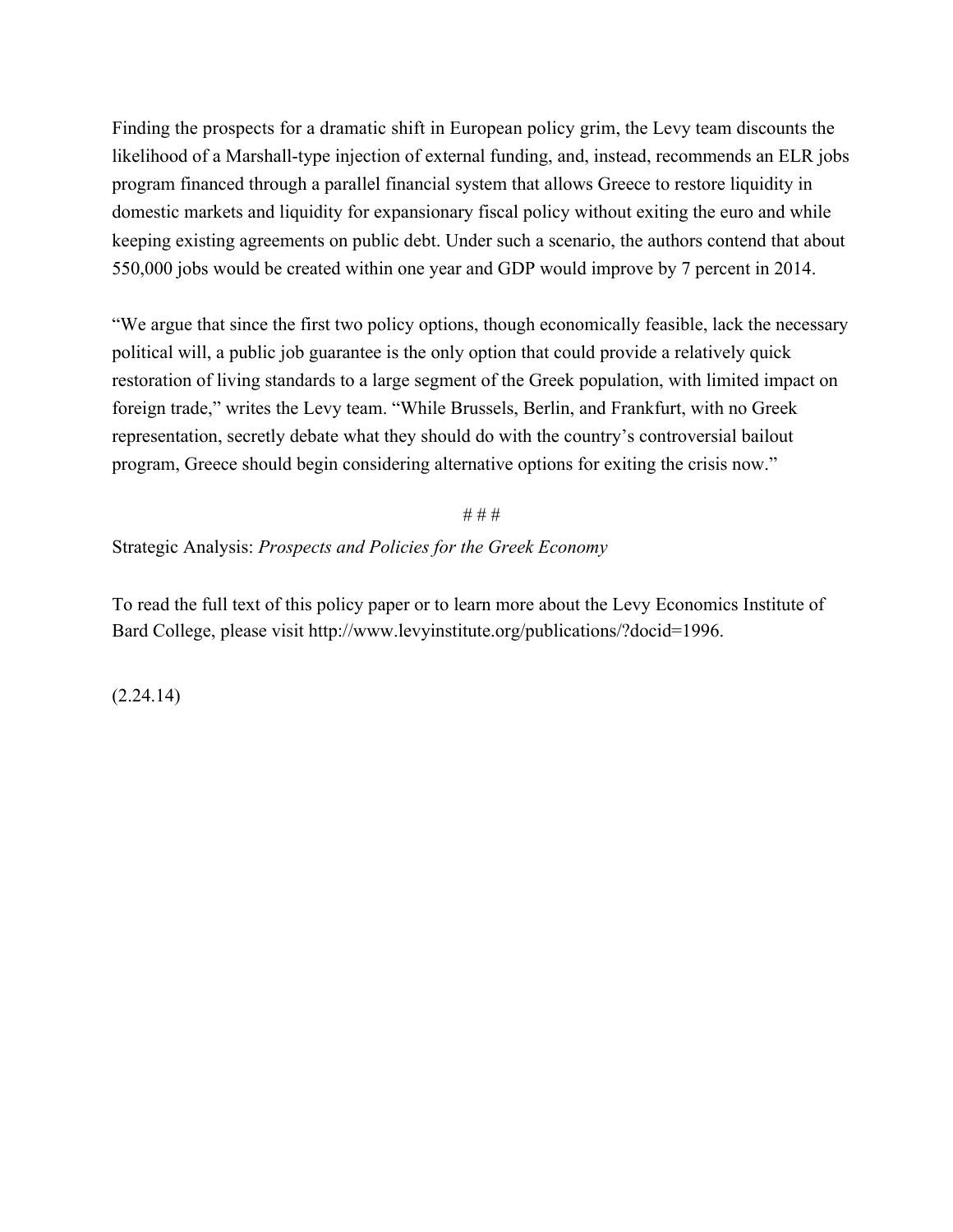Finding the prospects for a dramatic shift in European policy grim, the Levy team discounts the likelihood of a Marshall-type injection of external funding, and, instead, recommends an ELR jobs program financed through a parallel financial system that allows Greece to restore liquidity in domestic markets and liquidity for expansionary fiscal policy without exiting the euro and while keeping existing agreements on public debt. Under such a scenario, the authors contend that about 550,000 jobs would be created within one year and GDP would improve by 7 percent in 2014.

"We argue that since the first two policy options, though economically feasible, lack the necessary political will, a public job guarantee is the only option that could provide a relatively quick restoration of living standards to a large segment of the Greek population, with limited impact on foreign trade," writes the Levy team. "While Brussels, Berlin, and Frankfurt, with no Greek representation, secretly debate what they should do with the country's controversial bailout program, Greece should begin considering alternative options for exiting the crisis now."

# # #

Strategic Analysis: *Prospects and Policies for the Greek Economy*

To read the full text of this policy paper or to learn more about the Levy Economics Institute of Bard College, please visit http://www.levyinstitute.org/publications/?docid=1996.

(2.24.14)